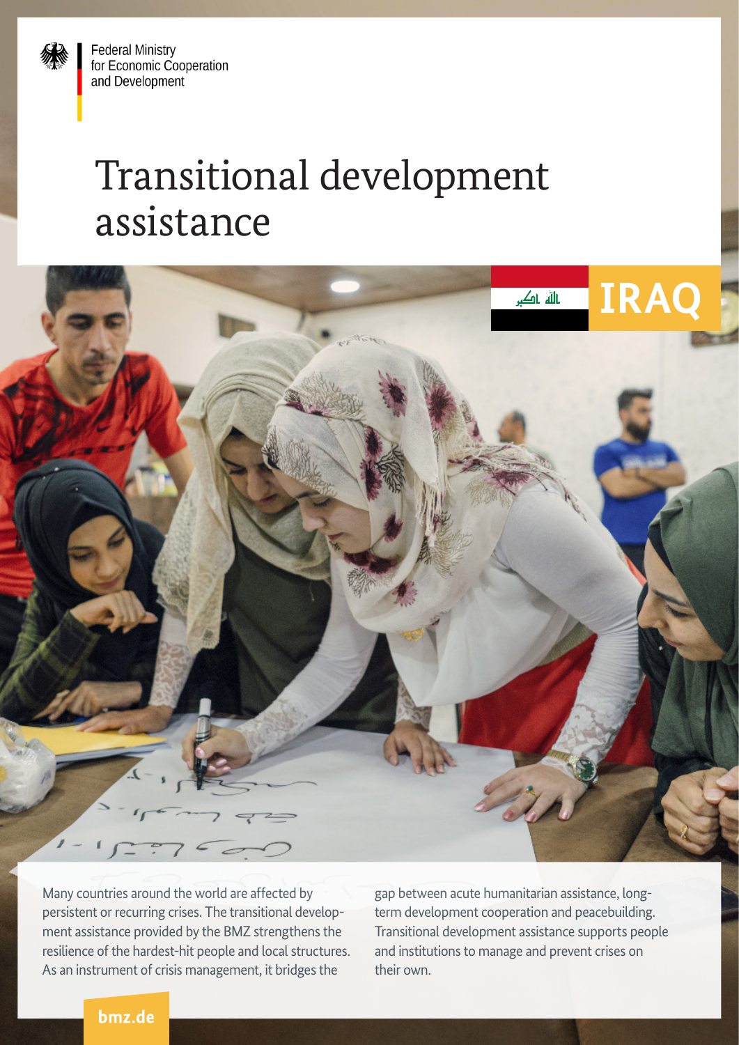Federal Ministry
for Economic Cooperation
and Development

# Transitional development assistance

IRAQ

Many countries around the world are affected by persistent or recurring crises. The transitional development assistance provided by the BMZ strengthens the resilience of the hardest-hit people and local structures. As an instrument of crisis management, it bridges the gap between acute humanitarian assistance, long-term development cooperation and peacebuilding. Transitional development assistance supports people and institutions to manage and prevent crises on their own.

bmz.de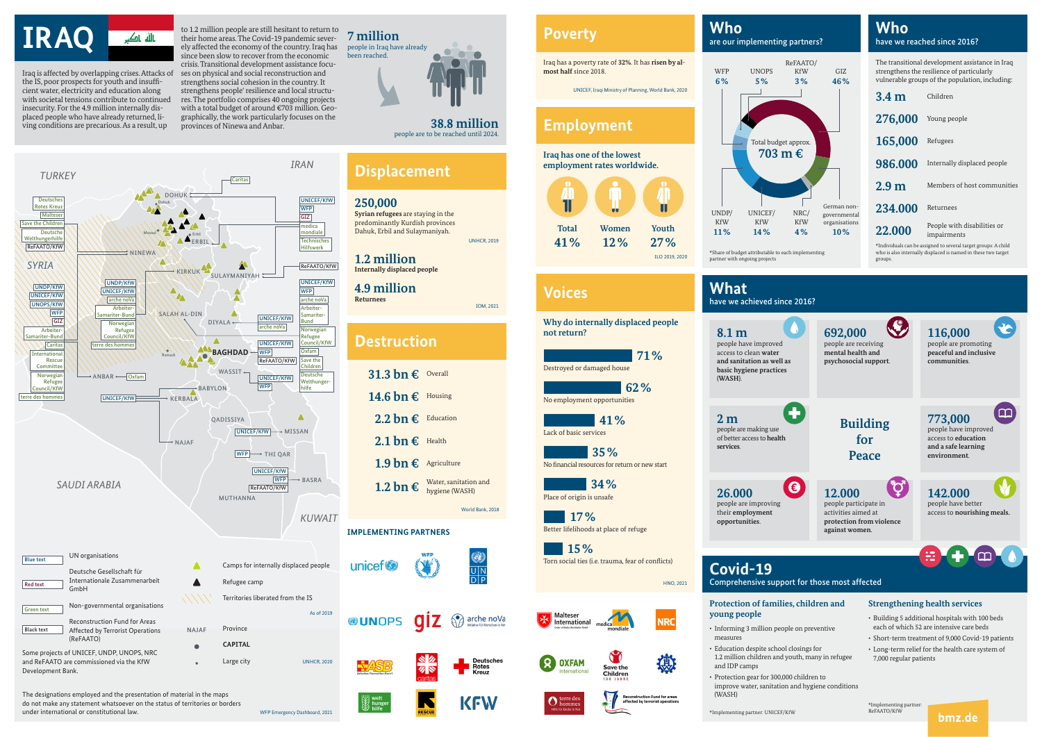# IRAQ

Iraq is affected by overlapping crises. Attacks of the IS, poor prospects for youth and insufficient water, electricity and education along with societal tensions contribute to continued insecurity. For the 4.9 million internally displaced people who have already returned, living conditions are precarious. As a result, up to 1.2 million people are still hesitant to return to their home areas. The Covid-19 pandemic severely affected the economy of the country. Iraq has since been slow to recover from the economic crisis. Transitional development assistance focuses on physical and social reconstruction and strengthens social cohesion in the country. It strengthens people' resilience and local structures. The portfolio comprises 40 ongoing projects with a total budget of around €703 million. Geographically, the work particularly focuses on the provinces of Ninewa and Anbar.

**7 million** people in Iraq have already been reached.

**38.8 million** people are to be reached until 2024.

TURKEY · IRAN · SYRIA · SAUDI ARABIA · KUWAIT

Caritas

DOHUK: Deutsches Rotes Kreuz, Malteser, Save the Children, Deutsche Welthungerhilfe, ReFAATO/KfW; UNICEF/KfW, WFP, GIZ, medica mondiale, Technisches Hilfswerk

ERBIL · NINEWA · KIRKUK · SULAYMANIYAH: ReFAATO/KfW

SALAH AL-DIN · DIYALA: UNICEF/KfW, arche noVa

UNDP/KfW, UNICEF/KfW, UNOPS/KfW, WFP, GIZ, Arbeiter-Samariter-Bund, Caritas, International Rescue Committee, Norwegian Refugee Council/KfW, terre des hommes

UNDP/KfW, UNICEF/KfW, arche noVa, Arbeiter-Samariter-Bund, Norwegian Refugee Council/KfW, terre des hommes

UNICEF/KfW, WFP, arche noVa, Arbeiter-Samariter-Bund, Norwegian Refugee Council/KfW, Oxfam, Save the Children, Deutsche Welthungerhilfe

BAGHDAD: UNICEF/KfW, WFP, ReFAATO/KfW

WASSIT: UNICEF/KfW, WFP

ANBAR: Oxfam

BABYLON · KERBALA: UNICEF/KfW

QADISSIYA · MISSAN: UNICEF/KfW

NAJAF · THI QAR: WFP

BASRA: UNICEF/KfW, WFP, ReFAATO/KfW

MUTHANNA

Blue text — UN organisations

Red text — Deutsche Gesellschaft für Internationale Zusammenarbeit GmbH

Green text — Non-governmental organisations

Black text — Reconstruction Fund for Areas Affected by Terrorist Operations (ReFAATO)

Some projects of UNICEF, UNDP, UNOPS, NRC and ReFAATO are commissioned via the KfW Development Bank.

Camps for internally displaced people

Refugee camp

Territories liberated from the IS (As of 2019)

NAJAF — Province

CAPITAL

Large city

UNHCR, 2020

The designations employed and the presentation of material in the maps do not make any statement whatsoever on the status of territories or borders under international or constitutional law.

WFP Emergency Dashboard, 2021

## Displacement

**250,000** Syrian refugees are staying in the predominantly Kurdish provinces Dahuk, Erbil and Sulaymaniyah.

UNHCR, 2019

**1.2 million** Internally displaced people

**4.9 million** Returnees

IOM, 2021

## Destruction

| | |
|---|---|
| 31.3 bn € | Overall |
| 14.6 bn € | Housing |
| 2.2 bn € | Education |
| 2.1 bn € | Health |
| 1.9 bn € | Agriculture |
| 1.2 bn € | Water, sanitation and hygiene (WASH) |

World Bank, 2018

## IMPLEMENTING PARTNERS

unicef, WFP, UNDP, UNOPS, giz, arche noVa, Malteser International, medica mondiale, NRC, ASB, Caritas, Deutsches Rotes Kreuz, Oxfam, Save the Children, THW, Welthungerhilfe, Rescue, KfW, terre des hommes, Reconstruction Fund for areas affected by terrorist operations

## Poverty

Iraq has a poverty rate of **32%**. It has **risen by almost half** since 2018.

UNICEF, Iraqi Ministry of Planning, World Bank, 2020

## Employment

Iraq has one of the lowest employment rates worldwide.

| Total | Women | Youth |
|---|---|---|
| 41 % | 12 % | 27 % |

ILO 2019, 2020

## Voices

Why do internally displaced people not return?

- 71 % — Destroyed or damaged house
- 62 % — No employment opportunities
- 41 % — Lack of basic services
- 35 % — No financial resources for return or new start
- 34 % — Place of origin is unsafe
- 17 % — Better lifelihoods at place of refuge
- 15 % — Torn social ties (i.e. trauma, fear of conflicts)

HNO, 2021

## Who are our implementing partners?

| Partner | Share* |
|---|---|
| WFP | 6 % |
| UNOPS | 5 % |
| ReFAATO/KfW | 3 % |
| GIZ | 46 % |
| UNDP/KfW | 11 % |
| UNICEF/KfW | 14 % |
| NRC/KfW | 4 % |
| German non-governmental organisations | 10 % |

Total budget approx. **703 m €**

*Share of budget attributable to each implementing partner with ongoing projects

## Who have we reached since 2016?

The transitional development assistance in Iraq strengthens the resilience of particularly vulnerable groups of the population, including:

| | |
|---|---|
| 3.4 m | Children |
| 276,000 | Young people |
| 165,000 | Refugees |
| 986.000 | Internally displaced people |
| 2.9 m | Members of host communities |
| 234.000 | Returnees |
| 22.000 | People with disabilities or impairments |

*Individuals can be assigned to several target groups: A child who is also internally displaced is named in these two target groups.

## What have we achieved since 2016?

**8.1 m** people have improved access to clean **water and sanitation as well as basic hygiene practices** (WASH).

**692,000** people are receiving **mental health and psychosocial support**.

**116,000** people are promoting **peaceful and inclusive communities**.

**2 m** people are making use of better access to **health services**.

**Building for Peace**

**773,000** people have improved access to **education and a safe learning environment**.

**26.000** people are improving their **employment opportunities**.

**12.000** people participate in activities aimed at **protection from violence against women**.

**142.000** people have better access to **nourishing meals**.

## Covid-19

Comprehensive support for those most affected

### Protection of families, children and young people

- Informing 3 million people on preventive measures
- Education despite school closings for 1.2 million children and youth, many in refugee and IDP camps
- Protection gear for 300,000 children to improve water, sanitation and hygiene conditions (WASH)

*Implementing partner: UNICEF/KfW

### Strengthening health services

- Building 5 additional hospitals with 100 beds each of which 52 are intensive care beds
- Short-term treatment of 9,000 Covid-19 patients
- Long-term relief for the health care system of 7,000 regular patients

*Implementing partner: ReFAATO/KfW

bmz.de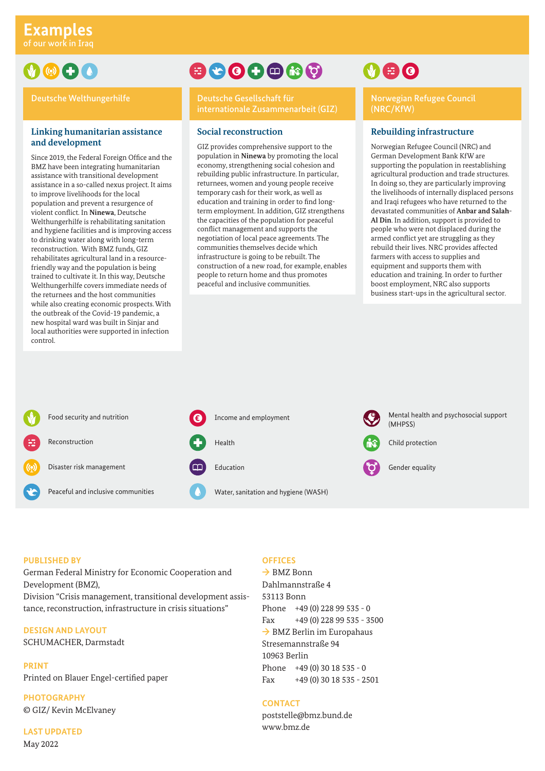# Examples

of our work in Iraq

## Deutsche Welthungerhilfe

### Linking humanitarian assistance and development

Since 2019, the Federal Foreign Office and the BMZ have been integrating humanitarian assistance with transitional development assistance in a so-called nexus project. It aims to improve livelihoods for the local population and prevent a resurgence of violent conflict. In **Ninewa**, Deutsche Welthungerhilfe is rehabilitating sanitation and hygiene facilities and is improving access to drinking water along with long-term reconstruction. With BMZ funds, GIZ rehabilitates agricultural land in a resource-friendly way and the population is being trained to cultivate it. In this way, Deutsche Welthungerhilfe covers immediate needs of the returnees and the host communities while also creating economic prospects. With the outbreak of the Covid-19 pandemic, a new hospital ward was built in Sinjar and local authorities were supported in infection control.

## Deutsche Gesellschaft für internationale Zusammenarbeit (GIZ)

### Social reconstruction

GIZ provides comprehensive support to the population in **Ninewa** by promoting the local economy, strengthening social cohesion and rebuilding public infrastructure. In particular, returnees, women and young people receive temporary cash for their work, as well as education and training in order to find long-term employment. In addition, GIZ strengthens the capacities of the population for peaceful conflict management and supports the negotiation of local peace agreements. The communities themselves decide which infrastructure is going to be rebuilt. The construction of a new road, for example, enables people to return home and thus promotes peaceful and inclusive communities.

## Norwegian Refugee Council (NRC/KfW)

### Rebuilding infrastructure

Norwegian Refugee Council (NRC) and German Development Bank KfW are supporting the population in reestablishing agricultural production and trade structures. In doing so, they are particularly improving the livelihoods of internally displaced persons and Iraqi refugees who have returned to the devastated communities of **Anbar and Salah-Al Din**. In addition, support is provided to people who were not displaced during the armed conflict yet are struggling as they rebuild their lives. NRC provides affected farmers with access to supplies and equipment and supports them with education and training. In order to further boost employment, NRC also supports business start-ups in the agricultural sector.

- Food security and nutrition
- Reconstruction
- Disaster risk management
- Peaceful and inclusive communities
- Income and employment
- Health
- Education
- Water, sanitation and hygiene (WASH)
- Mental health and psychosocial support (MHPSS)
- Child protection
- Gender equality

**PUBLISHED BY**
German Federal Ministry for Economic Cooperation and Development (BMZ),
Division "Crisis management, transitional development assistance, reconstruction, infrastructure in crisis situations"

**DESIGN AND LAYOUT**
SCHUMACHER, Darmstadt

**PRINT**
Printed on Blauer Engel-certified paper

**PHOTOGRAPHY**
© GIZ/ Kevin McElvaney

**LAST UPDATED**
May 2022

**OFFICES**
→ BMZ Bonn
Dahlmannstraße 4
53113 Bonn
Phone +49 (0) 228 99 535 - 0
Fax +49 (0) 228 99 535 - 3500
→ BMZ Berlin im Europahaus
Stresemannstraße 94
10963 Berlin
Phone +49 (0) 30 18 535 - 0
Fax +49 (0) 30 18 535 - 2501

**CONTACT**
poststelle@bmz.bund.de
www.bmz.de